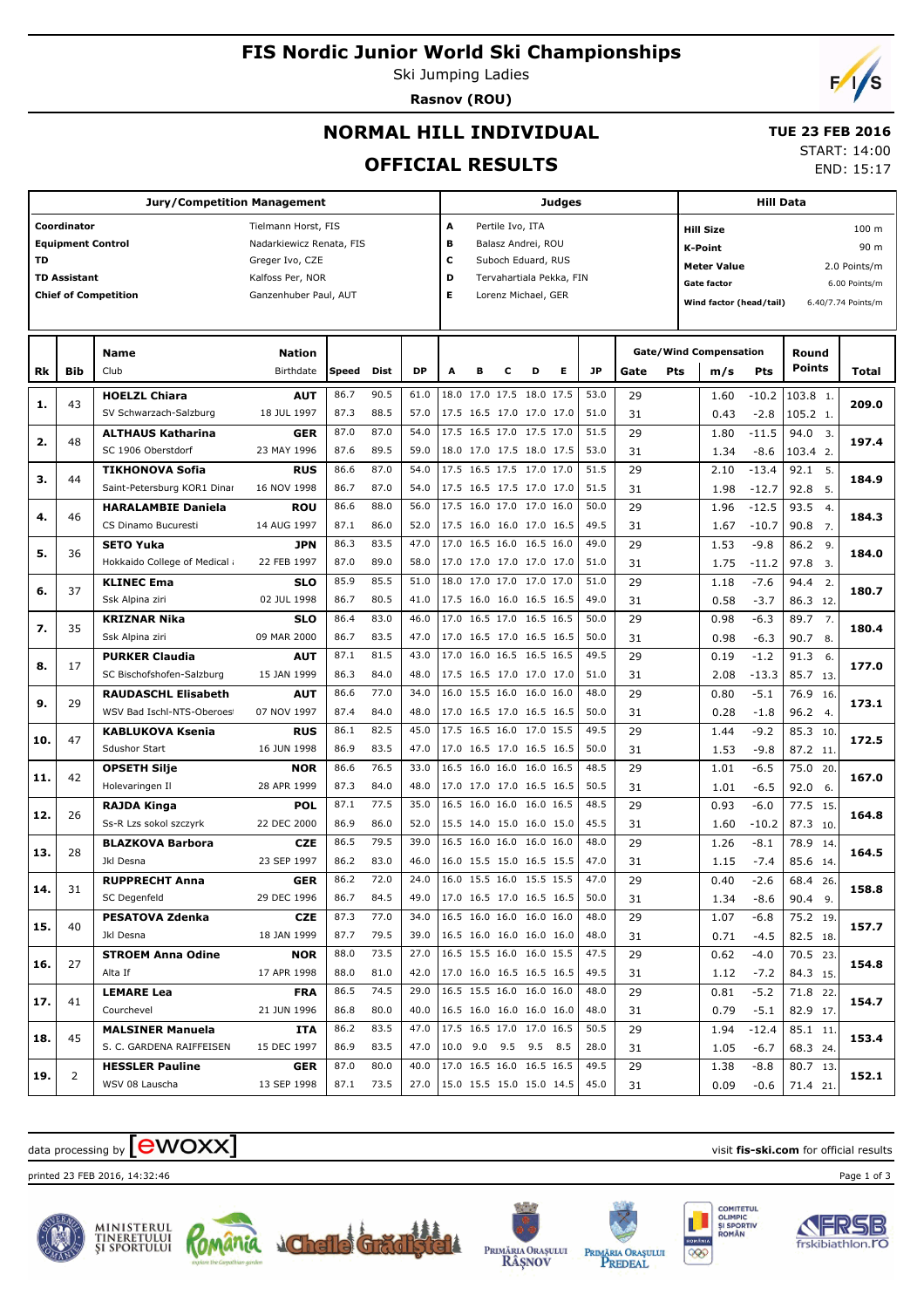# FIS Nordic Junior World Ski Championships

Ski Jumping Ladies

**Rasnov (ROU)**

## NORMAL HILL INDIVIDUAL

## OFFICIAL RESULTS

**TUE 23 FEB 2016**

START: 14:00

END: 15:17

| Jury/Competition Management | |
|---|---|
| Coordinator | Tielmann Horst, FIS |
| Equipment Control | Nadarkiewicz Renata, FIS |
| TD | Greger Ivo, CZE |
| TD Assistant | Kalfoss Per, NOR |
| Chief of Competition | Ganzenhuber Paul, AUT |

| Judges | |
|---|---|
| A | Pertile Ivo, ITA |
| B | Balasz Andrei, ROU |
| C | Suboch Eduard, RUS |
| D | Tervahartiala Pekka, FIN |
| E | Lorenz Michael, GER |

| Hill Data | |
|---|---|
| Hill Size | 100 m |
| K-Point | 90 m |
| Meter Value | 2.0 Points/m |
| Gate factor | 6.00 Points/m |
| Wind factor (head/tail) | 6.40/7.74 Points/m |

| Rk | Bib | Name / Club | Nation / Birthdate | Speed | Dist | DP | A | B | C | D | E | JP | Gate | Pts | m/s | Pts | Round Points | Total |
|---|---|---|---|---|---|---|---|---|---|---|---|---|---|---|---|---|---|---|
| 1. | 43 | **HOELZL Chiara** | **AUT** | 86.7 | 90.5 | 61.0 | 18.0 | 17.0 | 17.5 | 18.0 | 17.5 | 53.0 | 29 | | 1.60 | -10.2 | 103.8 1. | **209.0** |
| | | SV Schwarzach-Salzburg | 18 JUL 1997 | 87.3 | 88.5 | 57.0 | 17.5 | 16.5 | 17.0 | 17.0 | 17.0 | 51.0 | 31 | | 0.43 | -2.8 | 105.2 1. | |
| 2. | 48 | **ALTHAUS Katharina** | **GER** | 87.0 | 87.0 | 54.0 | 17.5 | 16.5 | 17.0 | 17.5 | 17.0 | 51.5 | 29 | | 1.80 | -11.5 | 94.0 3. | **197.4** |
| | | SC 1906 Oberstdorf | 23 MAY 1996 | 87.6 | 89.5 | 59.0 | 18.0 | 17.0 | 17.5 | 18.0 | 17.5 | 53.0 | 31 | | 1.34 | -8.6 | 103.4 2. | |
| 3. | 44 | **TIKHONOVA Sofia** | **RUS** | 86.6 | 87.0 | 54.0 | 17.5 | 16.5 | 17.5 | 17.0 | 17.0 | 51.5 | 29 | | 2.10 | -13.4 | 92.1 5. | **184.9** |
| | | Saint-Petersburg KOR1 Dinar | 16 NOV 1998 | 86.7 | 87.0 | 54.0 | 17.5 | 16.5 | 17.5 | 17.0 | 17.0 | 51.5 | 31 | | 1.98 | -12.7 | 92.8 5. | |
| 4. | 46 | **HARALAMBIE Daniela** | **ROU** | 86.6 | 88.0 | 56.0 | 17.5 | 16.0 | 17.0 | 17.0 | 16.0 | 50.0 | 29 | | 1.96 | -12.5 | 93.5 4. | **184.3** |
| | | CS Dinamo Bucuresti | 14 AUG 1997 | 87.1 | 86.0 | 52.0 | 17.5 | 16.0 | 16.0 | 17.0 | 16.5 | 49.5 | 31 | | 1.67 | -10.7 | 90.8 7. | |
| 5. | 36 | **SETO Yuka** | **JPN** | 86.3 | 83.5 | 47.0 | 17.0 | 16.5 | 16.0 | 16.5 | 16.0 | 49.0 | 29 | | 1.53 | -9.8 | 86.2 9. | **184.0** |
| | | Hokkaido College of Medical a | 22 FEB 1997 | 87.0 | 89.0 | 58.0 | 17.0 | 17.0 | 17.0 | 17.0 | 17.0 | 51.0 | 31 | | 1.75 | -11.2 | 97.8 3. | |
| 6. | 37 | **KLINEC Ema** | **SLO** | 85.9 | 85.5 | 51.0 | 18.0 | 17.0 | 17.0 | 17.0 | 17.0 | 51.0 | 29 | | 1.18 | -7.6 | 94.4 2. | **180.7** |
| | | Ssk Alpina ziri | 02 JUL 1998 | 86.7 | 80.5 | 41.0 | 17.5 | 16.0 | 16.0 | 16.5 | 16.5 | 49.0 | 31 | | 0.58 | -3.7 | 86.3 12. | |
| 7. | 35 | **KRIZNAR Nika** | **SLO** | 86.4 | 83.0 | 46.0 | 17.0 | 16.5 | 17.0 | 16.5 | 16.5 | 50.0 | 29 | | 0.98 | -6.3 | 89.7 7. | **180.4** |
| | | Ssk Alpina ziri | 09 MAR 2000 | 86.7 | 83.5 | 47.0 | 17.0 | 16.5 | 17.0 | 16.5 | 16.5 | 50.0 | 31 | | 0.98 | -6.3 | 90.7 8. | |
| 8. | 17 | **PURKER Claudia** | **AUT** | 87.1 | 81.5 | 43.0 | 17.0 | 16.0 | 16.5 | 16.5 | 16.5 | 49.5 | 29 | | 0.19 | -1.2 | 91.3 6. | **177.0** |
| | | SC Bischofshofen-Salzburg | 15 JAN 1999 | 86.3 | 84.0 | 48.0 | 17.5 | 16.5 | 17.0 | 17.0 | 17.0 | 51.0 | 31 | | 2.08 | -13.3 | 85.7 13. | |
| 9. | 29 | **RAUDASCHL Elisabeth** | **AUT** | 86.6 | 77.0 | 34.0 | 16.0 | 15.5 | 16.0 | 16.0 | 16.0 | 48.0 | 29 | | 0.80 | -5.1 | 76.9 16. | **173.1** |
| | | WSV Bad Ischl-NTS-Oberoes | 07 NOV 1997 | 87.4 | 84.0 | 48.0 | 17.0 | 16.5 | 17.0 | 16.5 | 16.5 | 50.0 | 31 | | 0.28 | -1.8 | 96.2 4. | |
| 10. | 47 | **KABLUKOVA Ksenia** | **RUS** | 86.1 | 82.5 | 45.0 | 17.5 | 16.5 | 16.0 | 17.0 | 15.5 | 49.5 | 29 | | 1.44 | -9.2 | 85.3 10. | **172.5** |
| | | Sdushor Start | 16 JUN 1998 | 86.9 | 83.5 | 47.0 | 17.0 | 16.5 | 17.0 | 16.5 | 16.5 | 50.0 | 31 | | 1.53 | -9.8 | 87.2 11. | |
| 11. | 42 | **OPSETH Silje** | **NOR** | 86.6 | 76.5 | 33.0 | 16.5 | 16.0 | 16.0 | 16.0 | 16.5 | 48.5 | 29 | | 1.01 | -6.5 | 75.0 20. | **167.0** |
| | | Holevaringen Il | 28 APR 1999 | 87.3 | 84.0 | 48.0 | 17.0 | 17.0 | 17.0 | 16.5 | 16.5 | 50.5 | 31 | | 1.01 | -6.5 | 92.0 6. | |
| 12. | 26 | **RAJDA Kinga** | **POL** | 87.1 | 77.5 | 35.0 | 16.5 | 16.0 | 16.0 | 16.0 | 16.5 | 48.5 | 29 | | 0.93 | -6.0 | 77.5 15. | **164.8** |
| | | Ss-R Lzs sokol szczyrk | 22 DEC 2000 | 86.9 | 86.0 | 52.0 | 15.5 | 14.0 | 15.0 | 16.0 | 15.0 | 45.5 | 31 | | 1.60 | -10.2 | 87.3 10. | |
| 13. | 28 | **BLAZKOVA Barbora** | **CZE** | 86.5 | 79.5 | 39.0 | 16.5 | 16.0 | 16.0 | 16.0 | 16.0 | 48.0 | 29 | | 1.26 | -8.1 | 78.9 14. | **164.5** |
| | | Jkl Desna | 23 SEP 1997 | 86.2 | 83.0 | 46.0 | 16.0 | 15.5 | 15.0 | 16.5 | 15.5 | 47.0 | 31 | | 1.15 | -7.4 | 85.6 14. | |
| 14. | 31 | **RUPPRECHT Anna** | **GER** | 86.2 | 72.0 | 24.0 | 16.0 | 15.5 | 16.0 | 15.5 | 15.5 | 47.0 | 29 | | 0.40 | -2.6 | 68.4 26. | **158.8** |
| | | SC Degenfeld | 29 DEC 1996 | 86.7 | 84.5 | 49.0 | 17.0 | 16.5 | 17.0 | 16.5 | 16.5 | 50.0 | 31 | | 1.34 | -8.6 | 90.4 9. | |
| 15. | 40 | **PESATOVA Zdenka** | **CZE** | 87.3 | 77.0 | 34.0 | 16.5 | 16.0 | 16.0 | 16.0 | 16.0 | 48.0 | 29 | | 1.07 | -6.8 | 75.2 19. | **157.7** |
| | | Jkl Desna | 18 JAN 1999 | 87.7 | 79.5 | 39.0 | 16.5 | 16.0 | 16.0 | 16.0 | 16.0 | 48.0 | 31 | | 0.71 | -4.5 | 82.5 18. | |
| 16. | 27 | **STROEM Anna Odine** | **NOR** | 88.0 | 73.5 | 27.0 | 16.5 | 15.5 | 16.0 | 16.0 | 15.5 | 47.5 | 29 | | 0.62 | -4.0 | 70.5 23. | **154.8** |
| | | Alta If | 17 APR 1998 | 88.0 | 81.0 | 42.0 | 17.0 | 16.0 | 16.5 | 16.5 | 16.5 | 49.5 | 31 | | 1.12 | -7.2 | 84.3 15. | |
| 17. | 41 | **LEMARE Lea** | **FRA** | 86.5 | 74.5 | 29.0 | 16.5 | 15.5 | 16.0 | 16.0 | 16.0 | 48.0 | 29 | | 0.81 | -5.2 | 71.8 22. | **154.7** |
| | | Courchevel | 21 JUN 1996 | 86.8 | 80.0 | 40.0 | 16.5 | 16.0 | 16.0 | 16.0 | 16.0 | 48.0 | 31 | | 0.79 | -5.1 | 82.9 17. | |
| 18. | 45 | **MALSINER Manuela** | **ITA** | 86.2 | 83.5 | 47.0 | 17.5 | 16.5 | 17.0 | 17.0 | 16.5 | 50.5 | 29 | | 1.94 | -12.4 | 85.1 11. | **153.4** |
| | | S. C. GARDENA RAIFFEISEN | 15 DEC 1997 | 86.9 | 83.5 | 47.0 | 10.0 | 9.0 | 9.5 | 9.5 | 8.5 | 28.0 | 31 | | 1.05 | -6.7 | 68.3 24. | |
| 19. | 2 | **HESSLER Pauline** | **GER** | 87.0 | 80.0 | 40.0 | 17.0 | 16.5 | 16.0 | 16.5 | 16.5 | 49.5 | 29 | | 1.38 | -8.8 | 80.7 13. | **152.1** |
| | | WSV 08 Lauscha | 13 SEP 1998 | 87.1 | 73.5 | 27.0 | 15.0 | 15.5 | 15.0 | 15.0 | 14.5 | 45.0 | 31 | | 0.09 | -0.6 | 71.4 21. | |

data processing by ewoxx — visit fis-ski.com for official results

printed 23 FEB 2016, 14:32:46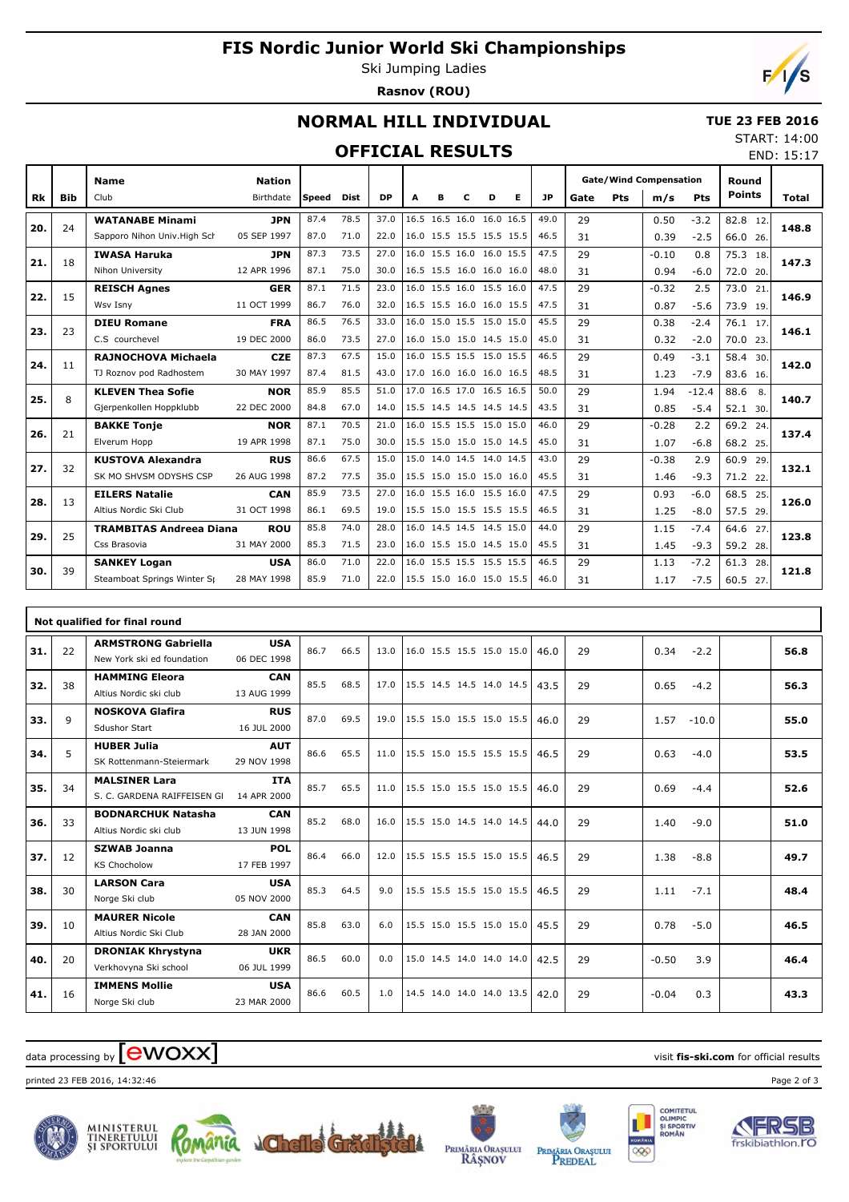# FIS Nordic Junior World Ski Championships

Ski Jumping Ladies

**Rasnov (ROU)**

## NORMAL HILL INDIVIDUAL

**TUE 23 FEB 2016**

START: 14:00

END: 15:17

## OFFICIAL RESULTS

| Rk | Bib | Name / Club | Nation / Birthdate | Speed | Dist | DP | A | B | C | D | E | JP | Gate | Pts | m/s | Pts | Round Points | Total |
|---|---|---|---|---|---|---|---|---|---|---|---|---|---|---|---|---|---|---|
| 20. | 24 | **WATANABE Minami** | **JPN** | 87.4 | 78.5 | 37.0 | 16.5 | 16.5 | 16.0 | 16.0 | 16.5 | 49.0 | 29 | | 0.50 | -3.2 | 82.8 12. | **148.8** |
| | | Sapporo Nihon Univ.High Sch | 05 SEP 1997 | 87.0 | 71.0 | 22.0 | 16.0 | 15.5 | 15.5 | 15.5 | 15.5 | 46.5 | 31 | | 0.39 | -2.5 | 66.0 26. | |
| 21. | 18 | **IWASA Haruka** | **JPN** | 87.3 | 73.5 | 27.0 | 16.0 | 15.5 | 16.0 | 16.0 | 15.5 | 47.5 | 29 | | -0.10 | 0.8 | 75.3 18. | **147.3** |
| | | Nihon University | 12 APR 1996 | 87.1 | 75.0 | 30.0 | 16.5 | 15.5 | 16.0 | 16.0 | 16.0 | 48.0 | 31 | | 0.94 | -6.0 | 72.0 20. | |
| 22. | 15 | **REISCH Agnes** | **GER** | 87.1 | 71.5 | 23.0 | 16.0 | 15.5 | 16.0 | 15.5 | 16.0 | 47.5 | 29 | | -0.32 | 2.5 | 73.0 21. | **146.9** |
| | | Wsv Isny | 11 OCT 1999 | 86.7 | 76.0 | 32.0 | 16.5 | 15.5 | 16.0 | 16.0 | 15.5 | 47.5 | 31 | | 0.87 | -5.6 | 73.9 19. | |
| 23. | 23 | **DIEU Romane** | **FRA** | 86.5 | 76.5 | 33.0 | 16.0 | 15.0 | 15.5 | 15.0 | 15.0 | 45.5 | 29 | | 0.38 | -2.4 | 76.1 17. | **146.1** |
| | | C.S courchevel | 19 DEC 2000 | 86.0 | 73.5 | 27.0 | 16.0 | 15.0 | 15.0 | 14.5 | 15.0 | 45.0 | 31 | | 0.32 | -2.0 | 70.0 23. | |
| 24. | 11 | **RAJNOCHOVA Michaela** | **CZE** | 87.3 | 67.5 | 15.0 | 16.0 | 15.5 | 15.5 | 15.0 | 15.5 | 46.5 | 29 | | 0.49 | -3.1 | 58.4 30. | **142.0** |
| | | TJ Roznov pod Radhostem | 30 MAY 1997 | 87.4 | 81.5 | 43.0 | 17.0 | 16.0 | 16.0 | 16.0 | 16.5 | 48.5 | 31 | | 1.23 | -7.9 | 83.6 16. | |
| 25. | 8 | **KLEVEN Thea Sofie** | **NOR** | 85.9 | 85.5 | 51.0 | 17.0 | 16.5 | 17.0 | 16.5 | 16.5 | 50.0 | 29 | | 1.94 | -12.4 | 88.6 8. | **140.7** |
| | | Gjerpenkollen Hoppklubb | 22 DEC 2000 | 84.8 | 67.0 | 14.0 | 15.5 | 14.5 | 14.5 | 14.5 | 14.5 | 43.5 | 31 | | 0.85 | -5.4 | 52.1 30. | |
| 26. | 21 | **BAKKE Tonje** | **NOR** | 87.1 | 70.5 | 21.0 | 16.0 | 15.5 | 15.5 | 15.0 | 15.0 | 46.0 | 29 | | -0.28 | 2.2 | 69.2 24. | **137.4** |
| | | Elverum Hopp | 19 APR 1998 | 87.1 | 75.0 | 30.0 | 15.5 | 15.0 | 15.0 | 15.0 | 14.5 | 45.0 | 31 | | 1.07 | -6.8 | 68.2 25. | |
| 27. | 32 | **KUSTOVA Alexandra** | **RUS** | 86.6 | 67.5 | 15.0 | 15.0 | 14.0 | 14.5 | 14.0 | 14.5 | 43.0 | 29 | | -0.38 | 2.9 | 60.9 29. | **132.1** |
| | | SK MO SHVSM ODYSHS CSP | 26 AUG 1998 | 87.2 | 77.5 | 35.0 | 15.5 | 15.0 | 15.0 | 15.0 | 16.0 | 45.5 | 31 | | 1.46 | -9.3 | 71.2 22. | |
| 28. | 13 | **EILERS Natalie** | **CAN** | 85.9 | 73.5 | 27.0 | 16.0 | 15.5 | 16.0 | 15.5 | 16.0 | 47.5 | 29 | | 0.93 | -6.0 | 68.5 25. | **126.0** |
| | | Altius Nordic Ski Club | 31 OCT 1998 | 86.1 | 69.5 | 19.0 | 15.5 | 15.0 | 15.5 | 15.5 | 15.5 | 46.5 | 31 | | 1.25 | -8.0 | 57.5 29. | |
| 29. | 25 | **TRAMBITAS Andreea Diana** | **ROU** | 85.8 | 74.0 | 28.0 | 16.0 | 14.5 | 14.5 | 14.5 | 15.0 | 44.0 | 29 | | 1.15 | -7.4 | 64.6 27. | **123.8** |
| | | Css Brasovia | 31 MAY 2000 | 85.3 | 71.5 | 23.0 | 16.0 | 15.5 | 15.0 | 14.5 | 15.0 | 45.5 | 31 | | 1.45 | -9.3 | 59.2 28. | |
| 30. | 39 | **SANKEY Logan** | **USA** | 86.0 | 71.0 | 22.0 | 16.0 | 15.5 | 15.5 | 15.5 | 15.5 | 46.5 | 29 | | 1.13 | -7.2 | 61.3 28. | **121.8** |
| | | Steamboat Springs Winter Sp | 28 MAY 1998 | 85.9 | 71.0 | 22.0 | 15.5 | 15.0 | 16.0 | 15.0 | 15.5 | 46.0 | 31 | | 1.17 | -7.5 | 60.5 27. | |

**Not qualified for final round**

| Rk | Bib | Name / Club | Nation / Birthdate | Speed | Dist | DP | A | B | C | D | E | JP | Gate | Pts | m/s | Pts | Round Points | Total |
|---|---|---|---|---|---|---|---|---|---|---|---|---|---|---|---|---|---|---|
| 31. | 22 | **ARMSTRONG Gabriella** / New York ski ed foundation | **USA** / 06 DEC 1998 | 86.7 | 66.5 | 13.0 | 16.0 | 15.5 | 15.5 | 15.0 | 15.0 | 46.0 | 29 | | 0.34 | -2.2 | | **56.8** |
| 32. | 38 | **HAMMING Eleora** / Altius Nordic ski club | **CAN** / 13 AUG 1999 | 85.5 | 68.5 | 17.0 | 15.5 | 14.5 | 14.5 | 14.0 | 14.5 | 43.5 | 29 | | 0.65 | -4.2 | | **56.3** |
| 33. | 9 | **NOSKOVA Glafira** / Sdushor Start | **RUS** / 16 JUL 2000 | 87.0 | 69.5 | 19.0 | 15.5 | 15.0 | 15.5 | 15.0 | 15.5 | 46.0 | 29 | | 1.57 | -10.0 | | **55.0** |
| 34. | 5 | **HUBER Julia** / SK Rottenmann-Steiermark | **AUT** / 29 NOV 1998 | 86.6 | 65.5 | 11.0 | 15.5 | 15.0 | 15.5 | 15.5 | 15.5 | 46.5 | 29 | | 0.63 | -4.0 | | **53.5** |
| 35. | 34 | **MALSINER Lara** / S. C. GARDENA RAIFFEISEN GI | **ITA** / 14 APR 2000 | 85.7 | 65.5 | 11.0 | 15.5 | 15.0 | 15.5 | 15.0 | 15.5 | 46.0 | 29 | | 0.69 | -4.4 | | **52.6** |
| 36. | 33 | **BODNARCHUK Natasha** / Altius Nordic ski club | **CAN** / 13 JUN 1998 | 85.2 | 68.0 | 16.0 | 15.5 | 15.0 | 14.5 | 14.0 | 14.5 | 44.0 | 29 | | 1.40 | -9.0 | | **51.0** |
| 37. | 12 | **SZWAB Joanna** / KS Chocholow | **POL** / 17 FEB 1997 | 86.4 | 66.0 | 12.0 | 15.5 | 15.5 | 15.5 | 15.0 | 15.5 | 46.5 | 29 | | 1.38 | -8.8 | | **49.7** |
| 38. | 30 | **LARSON Cara** / Norge Ski club | **USA** / 05 NOV 2000 | 85.3 | 64.5 | 9.0 | 15.5 | 15.5 | 15.5 | 15.0 | 15.5 | 46.5 | 29 | | 1.11 | -7.1 | | **48.4** |
| 39. | 10 | **MAURER Nicole** / Altius Nordic Ski Club | **CAN** / 28 JAN 2000 | 85.8 | 63.0 | 6.0 | 15.5 | 15.0 | 15.5 | 15.0 | 15.0 | 45.5 | 29 | | 0.78 | -5.0 | | **46.5** |
| 40. | 20 | **DRONIAK Khrystyna** / Verkhovyna Ski school | **UKR** / 06 JUL 1999 | 86.5 | 60.0 | 0.0 | 15.0 | 14.5 | 14.0 | 14.0 | 14.0 | 42.5 | 29 | | -0.50 | 3.9 | | **46.4** |
| 41. | 16 | **IMMENS Mollie** / Norge Ski club | **USA** / 23 MAR 2000 | 86.6 | 60.5 | 1.0 | 14.5 | 14.0 | 14.0 | 14.0 | 13.5 | 42.0 | 29 | | -0.04 | 0.3 | | **43.3** |

data processing by ewoxx — visit **fis-ski.com** for official results

printed 23 FEB 2016, 14:32:46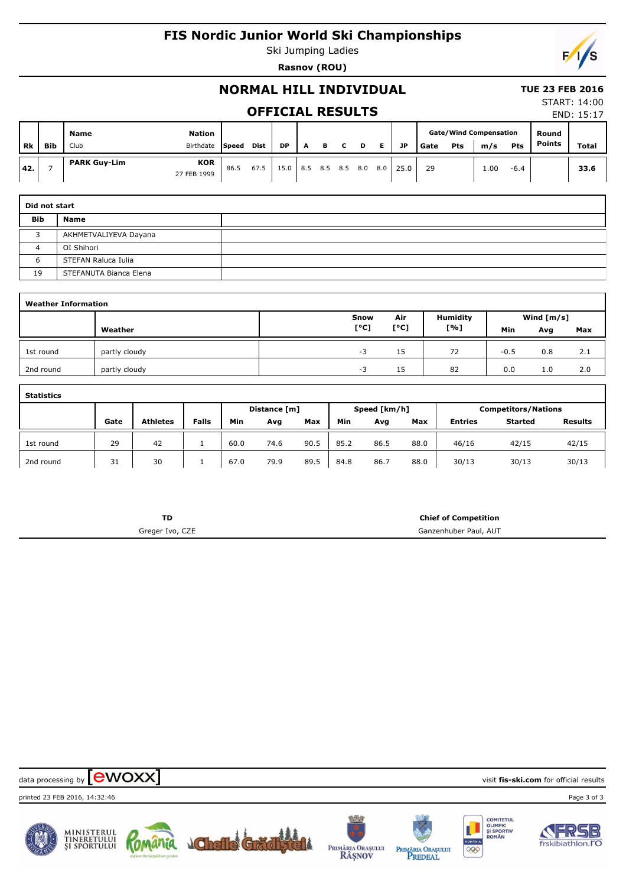# FIS Nordic Junior World Ski Championships

Ski Jumping Ladies

**Rasnov (ROU)**

## NORMAL HILL INDIVIDUAL

**TUE 23 FEB 2016**

START: 14:00

END: 15:17

## OFFICIAL RESULTS

| Rk | Bib | Name / Club | Nation / Birthdate | Speed | Dist | DP | A | B | C | D | E | JP | Gate | Pts | m/s | Pts | Round Points | Total |
|---|---|---|---|---|---|---|---|---|---|---|---|---|---|---|---|---|---|---|
| 42. | 7 | **PARK Guy-Lim** | **KOR** 27 FEB 1999 | 86.5 | 67.5 | 15.0 | 8.5 | 8.5 | 8.5 | 8.0 | 8.0 | 25.0 | 29 | | 1.00 | -6.4 | | **33.6** |

**Did not start**

| Bib | Name |
|---|---|
| 3 | AKHMETVALIYEVA Dayana |
| 4 | OI Shihori |
| 6 | STEFAN Raluca Iulia |
| 19 | STEFANUTA Bianca Elena |

**Weather Information**

| | Weather | Snow [°C] | Air [°C] | Humidity [%] | Wind [m/s] Min | Avg | Max |
|---|---|---|---|---|---|---|---|
| 1st round | partly cloudy | -3 | 15 | 72 | -0.5 | 0.8 | 2.1 |
| 2nd round | partly cloudy | -3 | 15 | 82 | 0.0 | 1.0 | 2.0 |

**Statistics**

| | | | | Distance [m] | | | Speed [km/h] | | | Competitors/Nations | | |
|---|---|---|---|---|---|---|---|---|---|---|---|---|
| | Gate | Athletes | Falls | Min | Avg | Max | Min | Avg | Max | Entries | Started | Results |
| 1st round | 29 | 42 | 1 | 60.0 | 74.6 | 90.5 | 85.2 | 86.5 | 88.0 | 46/16 | 42/15 | 42/15 |
| 2nd round | 31 | 30 | 1 | 67.0 | 79.9 | 89.5 | 84.8 | 86.7 | 88.0 | 30/13 | 30/13 | 30/13 |

**TD**
Greger Ivo, CZE

**Chief of Competition**
Ganzenhuber Paul, AUT

data processing by ewoxx — visit **fis-ski.com** for official results

printed 23 FEB 2016, 14:32:46